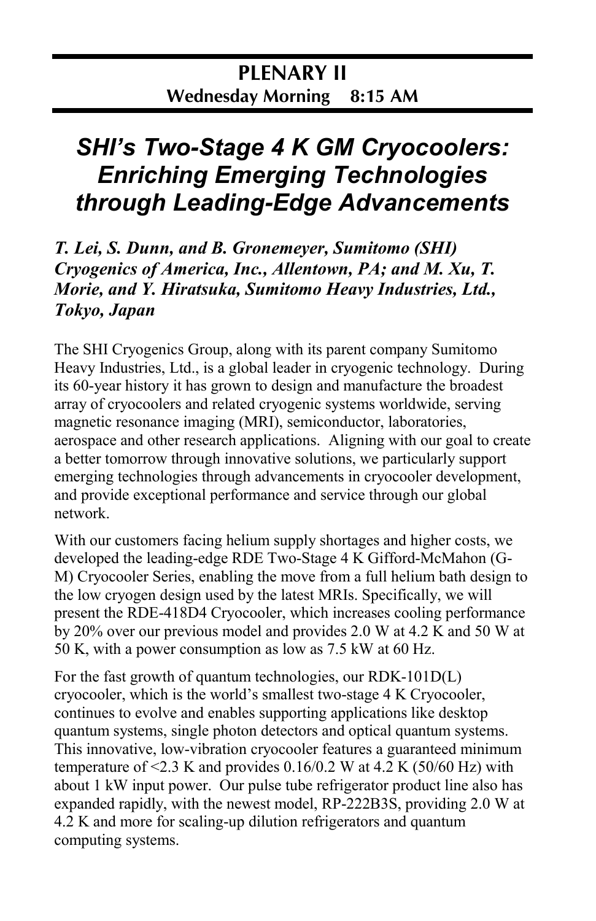## PLENARY II

**Wednesday Morning 8:15 AM**

# *SHI's Two-Stage 4 K GM Cryocoolers: Enriching Emerging Technologies through Leading-Edge Advancements*

***T. Lei, S. Dunn, and B. Gronemeyer, Sumitomo (SHI) Cryogenics of America, Inc., Allentown, PA; and M. Xu, T. Morie, and Y. Hiratsuka, Sumitomo Heavy Industries, Ltd., Tokyo, Japan***

The SHI Cryogenics Group, along with its parent company Sumitomo Heavy Industries, Ltd., is a global leader in cryogenic technology. During its 60-year history it has grown to design and manufacture the broadest array of cryocoolers and related cryogenic systems worldwide, serving magnetic resonance imaging (MRI), semiconductor, laboratories, aerospace and other research applications. Aligning with our goal to create a better tomorrow through innovative solutions, we particularly support emerging technologies through advancements in cryocooler development, and provide exceptional performance and service through our global network.

With our customers facing helium supply shortages and higher costs, we developed the leading-edge RDE Two-Stage 4 K Gifford-McMahon (G-M) Cryocooler Series, enabling the move from a full helium bath design to the low cryogen design used by the latest MRIs. Specifically, we will present the RDE-418D4 Cryocooler, which increases cooling performance by 20% over our previous model and provides 2.0 W at 4.2 K and 50 W at 50 K, with a power consumption as low as 7.5 kW at 60 Hz.

For the fast growth of quantum technologies, our RDK-101D(L) cryocooler, which is the world's smallest two-stage 4 K Cryocooler, continues to evolve and enables supporting applications like desktop quantum systems, single photon detectors and optical quantum systems. This innovative, low-vibration cryocooler features a guaranteed minimum temperature of <2.3 K and provides 0.16/0.2 W at 4.2 K (50/60 Hz) with about 1 kW input power. Our pulse tube refrigerator product line also has expanded rapidly, with the newest model, RP-222B3S, providing 2.0 W at 4.2 K and more for scaling-up dilution refrigerators and quantum computing systems.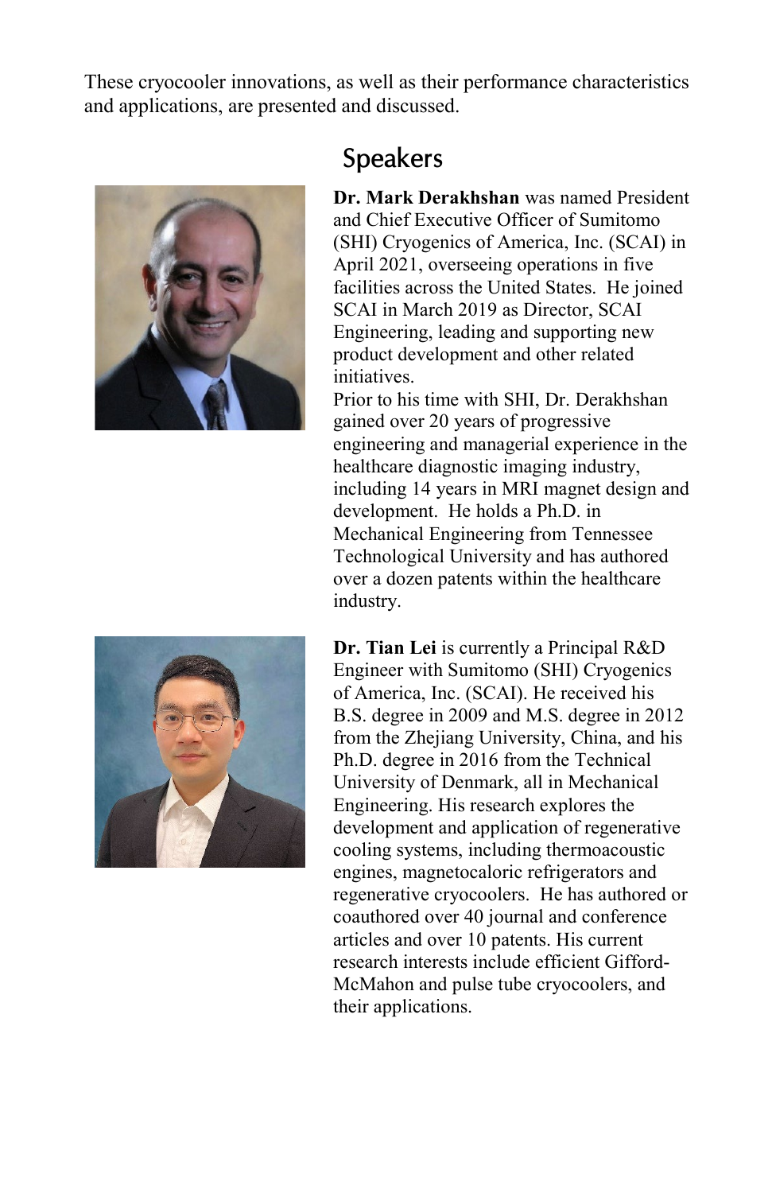These cryocooler innovations, as well as their performance characteristics and applications, are presented and discussed.

## Speakers

**Dr. Mark Derakhshan** was named President and Chief Executive Officer of Sumitomo (SHI) Cryogenics of America, Inc. (SCAI) in April 2021, overseeing operations in five facilities across the United States. He joined SCAI in March 2019 as Director, SCAI Engineering, leading and supporting new product development and other related initiatives.

Prior to his time with SHI, Dr. Derakhshan gained over 20 years of progressive engineering and managerial experience in the healthcare diagnostic imaging industry, including 14 years in MRI magnet design and development. He holds a Ph.D. in Mechanical Engineering from Tennessee Technological University and has authored over a dozen patents within the healthcare industry.

**Dr. Tian Lei** is currently a Principal R&D Engineer with Sumitomo (SHI) Cryogenics of America, Inc. (SCAI). He received his B.S. degree in 2009 and M.S. degree in 2012 from the Zhejiang University, China, and his Ph.D. degree in 2016 from the Technical University of Denmark, all in Mechanical Engineering. His research explores the development and application of regenerative cooling systems, including thermoacoustic engines, magnetocaloric refrigerators and regenerative cryocoolers. He has authored or coauthored over 40 journal and conference articles and over 10 patents. His current research interests include efficient Gifford-McMahon and pulse tube cryocoolers, and their applications.